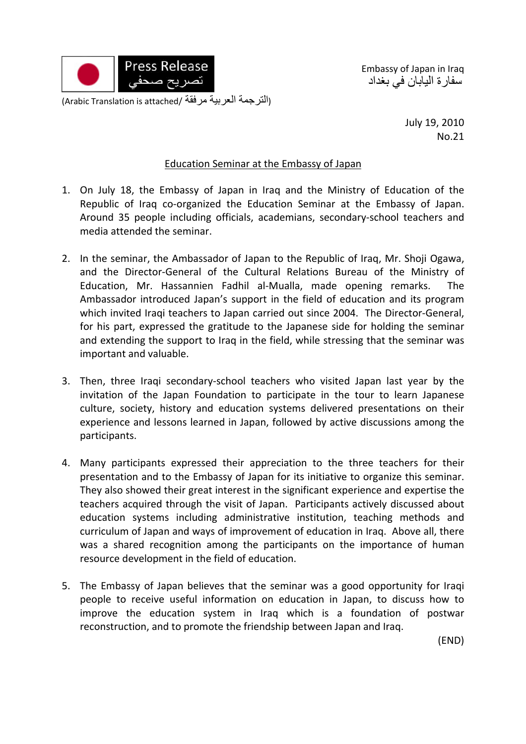Press Release
تصريح صحفي

(Arabic Translation is attached/ الترجمة العربية مرفقة)

Embassy of Japan in Iraq
سفارة اليابان في بغداد

July 19, 2010
No.21

## Education Seminar at the Embassy of Japan

1. On July 18, the Embassy of Japan in Iraq and the Ministry of Education of the Republic of Iraq co-organized the Education Seminar at the Embassy of Japan. Around 35 people including officials, academians, secondary-school teachers and media attended the seminar.

2. In the seminar, the Ambassador of Japan to the Republic of Iraq, Mr. Shoji Ogawa, and the Director-General of the Cultural Relations Bureau of the Ministry of Education, Mr. Hassannien Fadhil al-Mualla, made opening remarks. The Ambassador introduced Japan's support in the field of education and its program which invited Iraqi teachers to Japan carried out since 2004. The Director-General, for his part, expressed the gratitude to the Japanese side for holding the seminar and extending the support to Iraq in the field, while stressing that the seminar was important and valuable.

3. Then, three Iraqi secondary-school teachers who visited Japan last year by the invitation of the Japan Foundation to participate in the tour to learn Japanese culture, society, history and education systems delivered presentations on their experience and lessons learned in Japan, followed by active discussions among the participants.

4. Many participants expressed their appreciation to the three teachers for their presentation and to the Embassy of Japan for its initiative to organize this seminar. They also showed their great interest in the significant experience and expertise the teachers acquired through the visit of Japan. Participants actively discussed about education systems including administrative institution, teaching methods and curriculum of Japan and ways of improvement of education in Iraq. Above all, there was a shared recognition among the participants on the importance of human resource development in the field of education.

5. The Embassy of Japan believes that the seminar was a good opportunity for Iraqi people to receive useful information on education in Japan, to discuss how to improve the education system in Iraq which is a foundation of postwar reconstruction, and to promote the friendship between Japan and Iraq.

(END)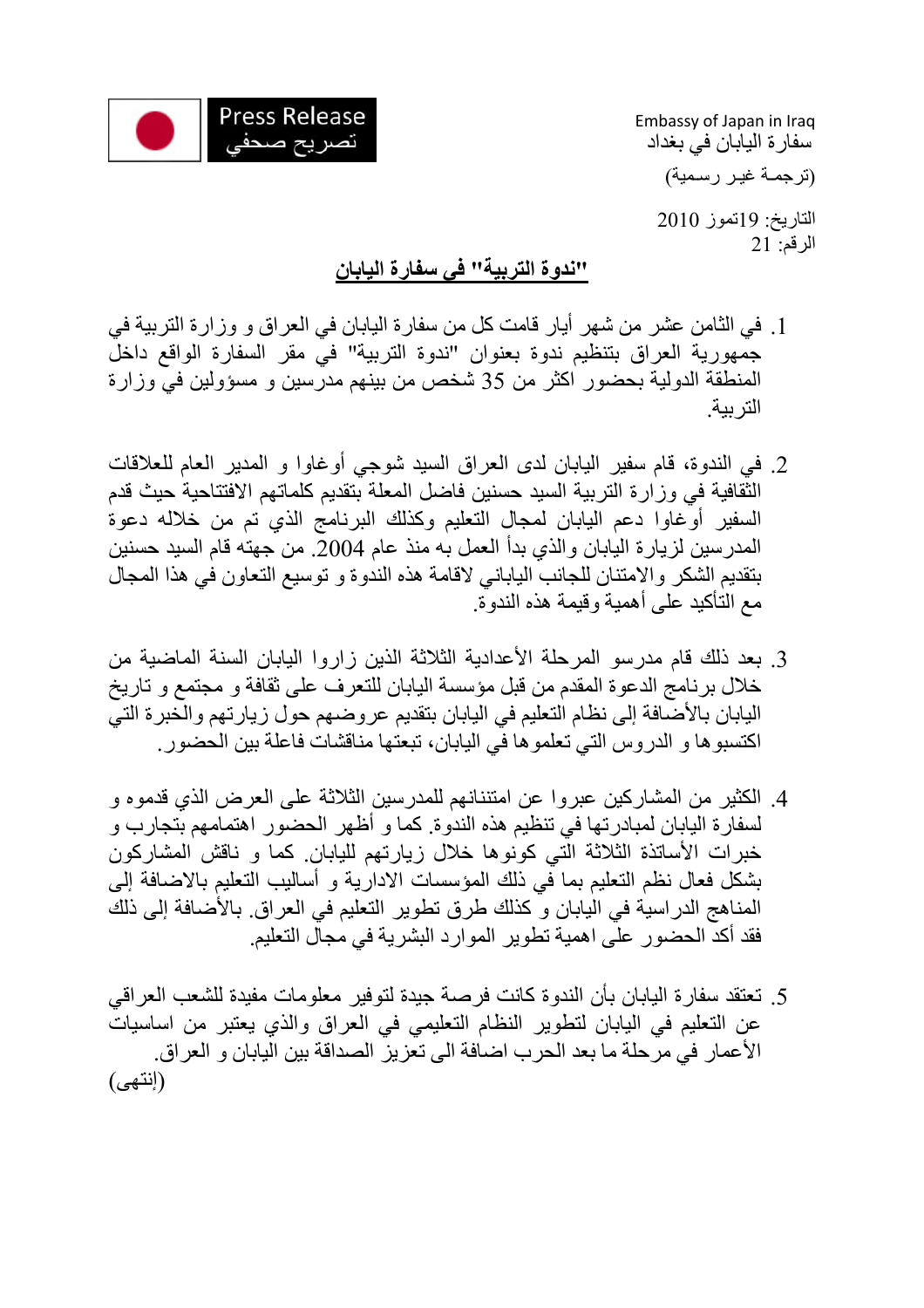Press Release
تصريح صحفي

Embassy of Japan in Iraq
سفارة اليابان في بغداد
(ترجمة غير رسمية)

التاريخ: 19تموز 2010
الرقم: 21

**"ندوة التربية" في سفارة اليابان**

1. في الثامن عشر من شهر أيار قامت كل من سفارة اليابان في العراق و وزارة التربية في جمهورية العراق بتنظيم ندوة بعنوان "ندوة التربية" في مقر السفارة الواقع داخل المنطقة الدولية بحضور اكثر من 35 شخص من بينهم مدرسين و مسؤولين في وزارة التربية.

2. في الندوة، قام سفير اليابان لدى العراق السيد شوجي أوغاوا و المدير العام للعلاقات الثقافية في وزارة التربية السيد حسنين فاضل المعلة بتقديم كلماتهم الافتتاحية حيث قدم السفير أوغاوا دعم اليابان لمجال التعليم وكذلك البرنامج الذي تم من خلاله دعوة المدرسين لزيارة اليابان والذي بدأ العمل به منذ عام 2004. من جهته قام السيد حسنين بتقديم الشكر والامتنان للجانب الياباني لاقامة هذه الندوة و توسيع التعاون في هذا المجال مع التأكيد على أهمية وقيمة هذه الندوة.

3. بعد ذلك قام مدرسو المرحلة الأعدادية الثلاثة الذين زاروا اليابان السنة الماضية من خلال برنامج الدعوة المقدم من قبل مؤسسة اليابان للتعرف على ثقافة و مجتمع و تاريخ اليابان بالأضافة إلى نظام التعليم في اليابان بتقديم عروضهم حول زيارتهم والخبرة التي اكتسبوها و الدروس التي تعلموها في اليابان، تبعتها مناقشات فاعلة بين الحضور.

4. الكثير من المشاركين عبروا عن امتنانهم للمدرسين الثلاثة على العرض الذي قدموه و لسفارة اليابان لمبادرتها في تنظيم هذه الندوة. كما و أظهر الحضور اهتمامهم بتجارب و خبرات الأساتذة الثلاثة التي كونوها خلال زيارتهم لليابان. كما و ناقش المشاركون بشكل فعال نظم التعليم بما في ذلك المؤسسات الادارية و أساليب التعليم بالاضافة إلى المناهج الدراسية في اليابان و كذلك طرق تطوير التعليم في العراق. بالأضافة إلى ذلك فقد أكد الحضور على اهمية تطوير الموارد البشرية في مجال التعليم.

5. تعتقد سفارة اليابان بأن الندوة كانت فرصة جيدة لتوفير معلومات مفيدة للشعب العراقي عن التعليم في اليابان لتطوير النظام التعليمي في العراق والذي يعتبر من اساسيات الأعمار في مرحلة ما بعد الحرب اضافة الى تعزيز الصداقة بين اليابان و العراق.

(إنتهى)